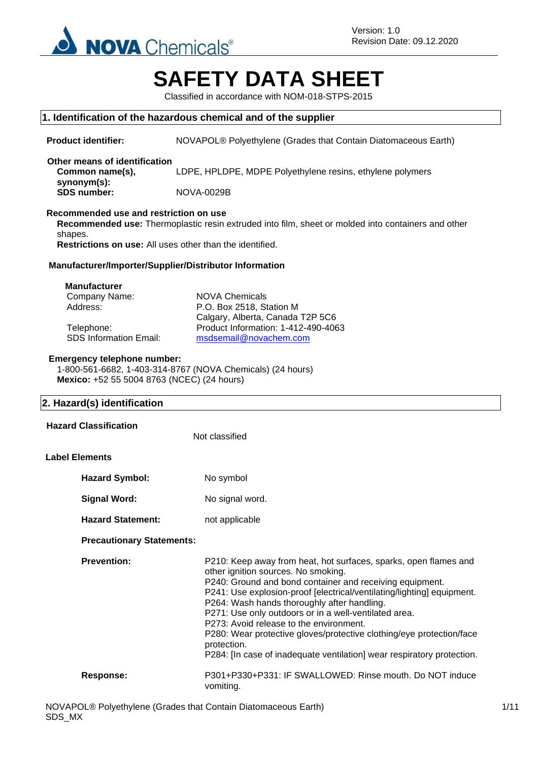Version: 1.0
Revision Date: 09.12.2020

# SAFETY DATA SHEET

Classified in accordance with NOM-018-STPS-2015

## 1. Identification of the hazardous chemical and of the supplier

**Product identifier:** NOVAPOL® Polyethylene (Grades that Contain Diatomaceous Earth)

**Other means of identification**

**Common name(s), synonym(s):** LDPE, HPLDPE, MDPE Polyethylene resins, ethylene polymers

**SDS number:** NOVA-0029B

**Recommended use and restriction on use**

**Recommended use:** Thermoplastic resin extruded into film, sheet or molded into containers and other shapes.

**Restrictions on use:** All uses other than the identified.

**Manufacturer/Importer/Supplier/Distributor Information**

**Manufacturer**

Company Name: NOVA Chemicals
Address: P.O. Box 2518, Station M
Calgary, Alberta, Canada T2P 5C6
Telephone: Product Information: 1-412-490-4063
SDS Information Email: msdsemail@novachem.com

**Emergency telephone number:**
1-800-561-6682, 1-403-314-8767 (NOVA Chemicals) (24 hours)
**Mexico:** +52 55 5004 8763 (NCEC) (24 hours)

## 2. Hazard(s) identification

**Hazard Classification**

Not classified

**Label Elements**

**Hazard Symbol:** No symbol

**Signal Word:** No signal word.

**Hazard Statement:** not applicable

**Precautionary Statements:**

**Prevention:**
P210: Keep away from heat, hot surfaces, sparks, open flames and other ignition sources. No smoking.
P240: Ground and bond container and receiving equipment.
P241: Use explosion-proof [electrical/ventilating/lighting] equipment.
P264: Wash hands thoroughly after handling.
P271: Use only outdoors or in a well-ventilated area.
P273: Avoid release to the environment.
P280: Wear protective gloves/protective clothing/eye protection/face protection.
P284: [In case of inadequate ventilation] wear respiratory protection.

**Response:**
P301+P330+P331: IF SWALLOWED: Rinse mouth. Do NOT induce vomiting.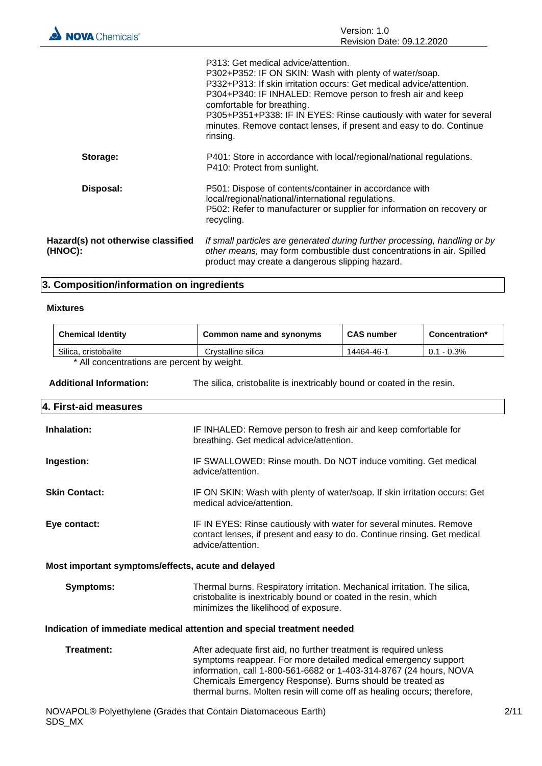P313: Get medical advice/attention.
P302+P352: IF ON SKIN: Wash with plenty of water/soap.
P332+P313: If skin irritation occurs: Get medical advice/attention.
P304+P340: IF INHALED: Remove person to fresh air and keep comfortable for breathing.
P305+P351+P338: IF IN EYES: Rinse cautiously with water for several minutes. Remove contact lenses, if present and easy to do. Continue rinsing.

**Storage:** P401: Store in accordance with local/regional/national regulations.
P410: Protect from sunlight.

**Disposal:** P501: Dispose of contents/container in accordance with local/regional/national/international regulations.
P502: Refer to manufacturer or supplier for information on recovery or recycling.

**Hazard(s) not otherwise classified (HNOC):** *If small particles are generated during further processing, handling or by other means,* may form combustible dust concentrations in air. Spilled product may create a dangerous slipping hazard.

## 3. Composition/information on ingredients

**Mixtures**

| Chemical Identity | Common name and synonyms | CAS number | Concentration* |
|---|---|---|---|
| Silica, cristobalite | Crystalline silica | 14464-46-1 | 0.1 - 0.3% |

\* All concentrations are percent by weight.

**Additional Information:** The silica, cristobalite is inextricably bound or coated in the resin.

## 4. First-aid measures

**Inhalation:** IF INHALED: Remove person to fresh air and keep comfortable for breathing. Get medical advice/attention.

**Ingestion:** IF SWALLOWED: Rinse mouth. Do NOT induce vomiting. Get medical advice/attention.

**Skin Contact:** IF ON SKIN: Wash with plenty of water/soap. If skin irritation occurs: Get medical advice/attention.

**Eye contact:** IF IN EYES: Rinse cautiously with water for several minutes. Remove contact lenses, if present and easy to do. Continue rinsing. Get medical advice/attention.

**Most important symptoms/effects, acute and delayed**

**Symptoms:** Thermal burns. Respiratory irritation. Mechanical irritation. The silica, cristobalite is inextricably bound or coated in the resin, which minimizes the likelihood of exposure.

**Indication of immediate medical attention and special treatment needed**

**Treatment:** After adequate first aid, no further treatment is required unless symptoms reappear. For more detailed medical emergency support information, call 1-800-561-6682 or 1-403-314-8767 (24 hours, NOVA Chemicals Emergency Response). Burns should be treated as thermal burns. Molten resin will come off as healing occurs; therefore,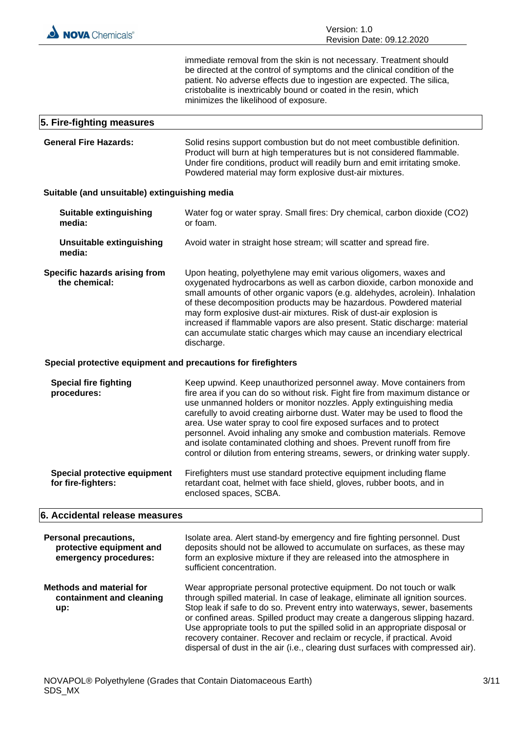immediate removal from the skin is not necessary. Treatment should be directed at the control of symptoms and the clinical condition of the patient. No adverse effects due to ingestion are expected. The silica, cristobalite is inextricably bound or coated in the resin, which minimizes the likelihood of exposure.

## 5. Fire-fighting measures

**General Fire Hazards:** Solid resins support combustion but do not meet combustible definition. Product will burn at high temperatures but is not considered flammable. Under fire conditions, product will readily burn and emit irritating smoke. Powdered material may form explosive dust-air mixtures.

### Suitable (and unsuitable) extinguishing media

**Suitable extinguishing media:** Water fog or water spray. Small fires: Dry chemical, carbon dioxide ($CO_2$) or foam.

**Unsuitable extinguishing media:** Avoid water in straight hose stream; will scatter and spread fire.

**Specific hazards arising from the chemical:** Upon heating, polyethylene may emit various oligomers, waxes and oxygenated hydrocarbons as well as carbon dioxide, carbon monoxide and small amounts of other organic vapors (e.g. aldehydes, acrolein). Inhalation of these decomposition products may be hazardous. Powdered material may form explosive dust-air mixtures. Risk of dust-air explosion is increased if flammable vapors are also present. Static discharge: material can accumulate static charges which may cause an incendiary electrical discharge.

### Special protective equipment and precautions for firefighters

**Special fire fighting procedures:** Keep upwind. Keep unauthorized personnel away. Move containers from fire area if you can do so without risk. Fight fire from maximum distance or use unmanned holders or monitor nozzles. Apply extinguishing media carefully to avoid creating airborne dust. Water may be used to flood the area. Use water spray to cool fire exposed surfaces and to protect personnel. Avoid inhaling any smoke and combustion materials. Remove and isolate contaminated clothing and shoes. Prevent runoff from fire control or dilution from entering streams, sewers, or drinking water supply.

**Special protective equipment for fire-fighters:** Firefighters must use standard protective equipment including flame retardant coat, helmet with face shield, gloves, rubber boots, and in enclosed spaces, SCBA.

## 6. Accidental release measures

**Personal precautions, protective equipment and emergency procedures:** Isolate area. Alert stand-by emergency and fire fighting personnel. Dust deposits should not be allowed to accumulate on surfaces, as these may form an explosive mixture if they are released into the atmosphere in sufficient concentration.

**Methods and material for containment and cleaning up:** Wear appropriate personal protective equipment. Do not touch or walk through spilled material. In case of leakage, eliminate all ignition sources. Stop leak if safe to do so. Prevent entry into waterways, sewer, basements or confined areas. Spilled product may create a dangerous slipping hazard. Use appropriate tools to put the spilled solid in an appropriate disposal or recovery container. Recover and reclaim or recycle, if practical. Avoid dispersal of dust in the air (i.e., clearing dust surfaces with compressed air).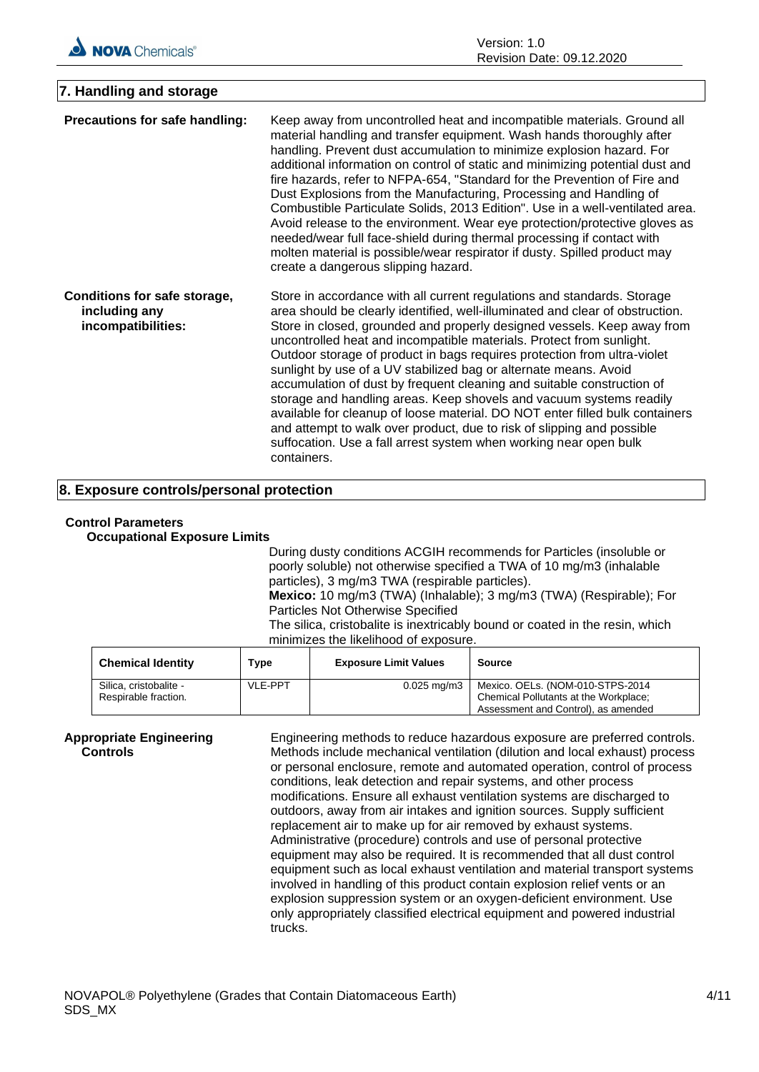## 7. Handling and storage

**Precautions for safe handling:** Keep away from uncontrolled heat and incompatible materials. Ground all material handling and transfer equipment. Wash hands thoroughly after handling. Prevent dust accumulation to minimize explosion hazard. For additional information on control of static and minimizing potential dust and fire hazards, refer to NFPA-654, "Standard for the Prevention of Fire and Dust Explosions from the Manufacturing, Processing and Handling of Combustible Particulate Solids, 2013 Edition". Use in a well-ventilated area. Avoid release to the environment. Wear eye protection/protective gloves as needed/wear full face-shield during thermal processing if contact with molten material is possible/wear respirator if dusty. Spilled product may create a dangerous slipping hazard.

**Conditions for safe storage, including any incompatibilities:** Store in accordance with all current regulations and standards. Storage area should be clearly identified, well-illuminated and clear of obstruction. Store in closed, grounded and properly designed vessels. Keep away from uncontrolled heat and incompatible materials. Protect from sunlight. Outdoor storage of product in bags requires protection from ultra-violet sunlight by use of a UV stabilized bag or alternate means. Avoid accumulation of dust by frequent cleaning and suitable construction of storage and handling areas. Keep shovels and vacuum systems readily available for cleanup of loose material. DO NOT enter filled bulk containers and attempt to walk over product, due to risk of slipping and possible suffocation. Use a fall arrest system when working near open bulk containers.

## 8. Exposure controls/personal protection

**Control Parameters**

**Occupational Exposure Limits**

During dusty conditions ACGIH recommends for Particles (insoluble or poorly soluble) not otherwise specified a TWA of 10 mg/m3 (inhalable particles), 3 mg/m3 TWA (respirable particles).
**Mexico:** 10 mg/m3 (TWA) (Inhalable); 3 mg/m3 (TWA) (Respirable); For Particles Not Otherwise Specified
The silica, cristobalite is inextricably bound or coated in the resin, which minimizes the likelihood of exposure.

| Chemical Identity | Type | Exposure Limit Values | Source |
|---|---|---|---|
| Silica, cristobalite - Respirable fraction. | VLE-PPT | 0.025 mg/m3 | Mexico. OELs. (NOM-010-STPS-2014 Chemical Pollutants at the Workplace; Assessment and Control), as amended |

**Appropriate Engineering Controls** Engineering methods to reduce hazardous exposure are preferred controls. Methods include mechanical ventilation (dilution and local exhaust) process or personal enclosure, remote and automated operation, control of process conditions, leak detection and repair systems, and other process modifications. Ensure all exhaust ventilation systems are discharged to outdoors, away from air intakes and ignition sources. Supply sufficient replacement air to make up for air removed by exhaust systems. Administrative (procedure) controls and use of personal protective equipment may also be required. It is recommended that all dust control equipment such as local exhaust ventilation and material transport systems involved in handling of this product contain explosion relief vents or an explosion suppression system or an oxygen-deficient environment. Use only appropriately classified electrical equipment and powered industrial trucks.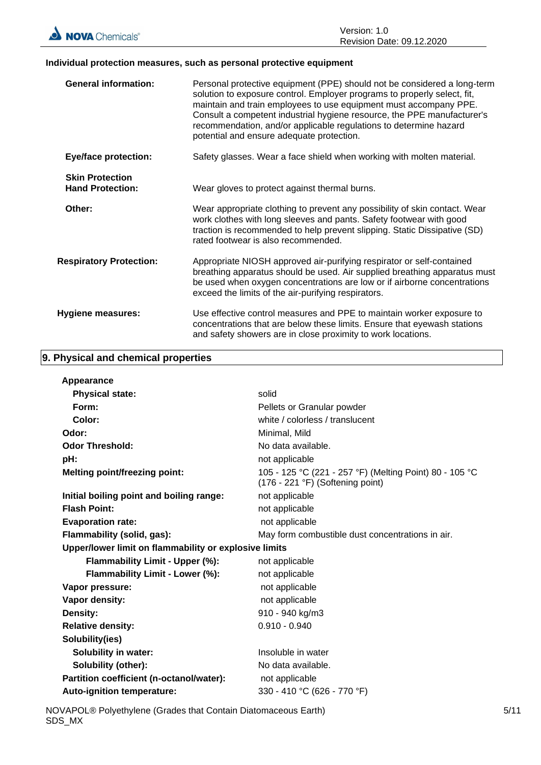### Individual protection measures, such as personal protective equipment

| | |
|---|---|
| **General information:** | Personal protective equipment (PPE) should not be considered a long-term solution to exposure control. Employer programs to properly select, fit, maintain and train employees to use equipment must accompany PPE. Consult a competent industrial hygiene resource, the PPE manufacturer's recommendation, and/or applicable regulations to determine hazard potential and ensure adequate protection. |
| **Eye/face protection:** | Safety glasses. Wear a face shield when working with molten material. |
| **Skin Protection** | |
| **Hand Protection:** | Wear gloves to protect against thermal burns. |
| **Other:** | Wear appropriate clothing to prevent any possibility of skin contact. Wear work clothes with long sleeves and pants. Safety footwear with good traction is recommended to help prevent slipping. Static Dissipative (SD) rated footwear is also recommended. |
| **Respiratory Protection:** | Appropriate NIOSH approved air-purifying respirator or self-contained breathing apparatus should be used. Air supplied breathing apparatus must be used when oxygen concentrations are low or if airborne concentrations exceed the limits of the air-purifying respirators. |
| **Hygiene measures:** | Use effective control measures and PPE to maintain worker exposure to concentrations that are below these limits. Ensure that eyewash stations and safety showers are in close proximity to work locations. |

## 9. Physical and chemical properties

| | |
|---|---|
| **Appearance** | |
| **Physical state:** | solid |
| **Form:** | Pellets or Granular powder |
| **Color:** | white / colorless / translucent |
| **Odor:** | Minimal, Mild |
| **Odor Threshold:** | No data available. |
| **pH:** | not applicable |
| **Melting point/freezing point:** | 105 - 125 °C (221 - 257 °F) (Melting Point) 80 - 105 °C (176 - 221 °F) (Softening point) |
| **Initial boiling point and boiling range:** | not applicable |
| **Flash Point:** | not applicable |
| **Evaporation rate:** | not applicable |
| **Flammability (solid, gas):** | May form combustible dust concentrations in air. |
| **Upper/lower limit on flammability or explosive limits** | |
| **Flammability Limit - Upper (%):** | not applicable |
| **Flammability Limit - Lower (%):** | not applicable |
| **Vapor pressure:** | not applicable |
| **Vapor density:** | not applicable |
| **Density:** | 910 - 940 kg/m3 |
| **Relative density:** | 0.910 - 0.940 |
| **Solubility(ies)** | |
| **Solubility in water:** | Insoluble in water |
| **Solubility (other):** | No data available. |
| **Partition coefficient (n-octanol/water):** | not applicable |
| **Auto-ignition temperature:** | 330 - 410 °C (626 - 770 °F) |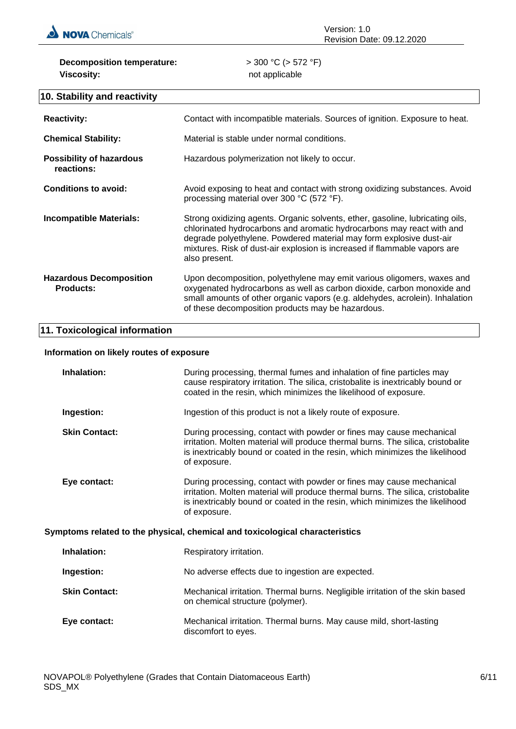**Decomposition temperature:** > 300 °C (> 572 °F)

**Viscosity:** not applicable

## 10. Stability and reactivity

**Reactivity:** Contact with incompatible materials. Sources of ignition. Exposure to heat.

**Chemical Stability:** Material is stable under normal conditions.

**Possibility of hazardous reactions:** Hazardous polymerization not likely to occur.

**Conditions to avoid:** Avoid exposing to heat and contact with strong oxidizing substances. Avoid processing material over 300 °C (572 °F).

**Incompatible Materials:** Strong oxidizing agents. Organic solvents, ether, gasoline, lubricating oils, chlorinated hydrocarbons and aromatic hydrocarbons may react with and degrade polyethylene. Powdered material may form explosive dust-air mixtures. Risk of dust-air explosion is increased if flammable vapors are also present.

**Hazardous Decomposition Products:** Upon decomposition, polyethylene may emit various oligomers, waxes and oxygenated hydrocarbons as well as carbon dioxide, carbon monoxide and small amounts of other organic vapors (e.g. aldehydes, acrolein). Inhalation of these decomposition products may be hazardous.

## 11. Toxicological information

### Information on likely routes of exposure

**Inhalation:** During processing, thermal fumes and inhalation of fine particles may cause respiratory irritation. The silica, cristobalite is inextricably bound or coated in the resin, which minimizes the likelihood of exposure.

**Ingestion:** Ingestion of this product is not a likely route of exposure.

**Skin Contact:** During processing, contact with powder or fines may cause mechanical irritation. Molten material will produce thermal burns. The silica, cristobalite is inextricably bound or coated in the resin, which minimizes the likelihood of exposure.

**Eye contact:** During processing, contact with powder or fines may cause mechanical irritation. Molten material will produce thermal burns. The silica, cristobalite is inextricably bound or coated in the resin, which minimizes the likelihood of exposure.

### Symptoms related to the physical, chemical and toxicological characteristics

**Inhalation:** Respiratory irritation.

**Ingestion:** No adverse effects due to ingestion are expected.

**Skin Contact:** Mechanical irritation. Thermal burns. Negligible irritation of the skin based on chemical structure (polymer).

**Eye contact:** Mechanical irritation. Thermal burns. May cause mild, short-lasting discomfort to eyes.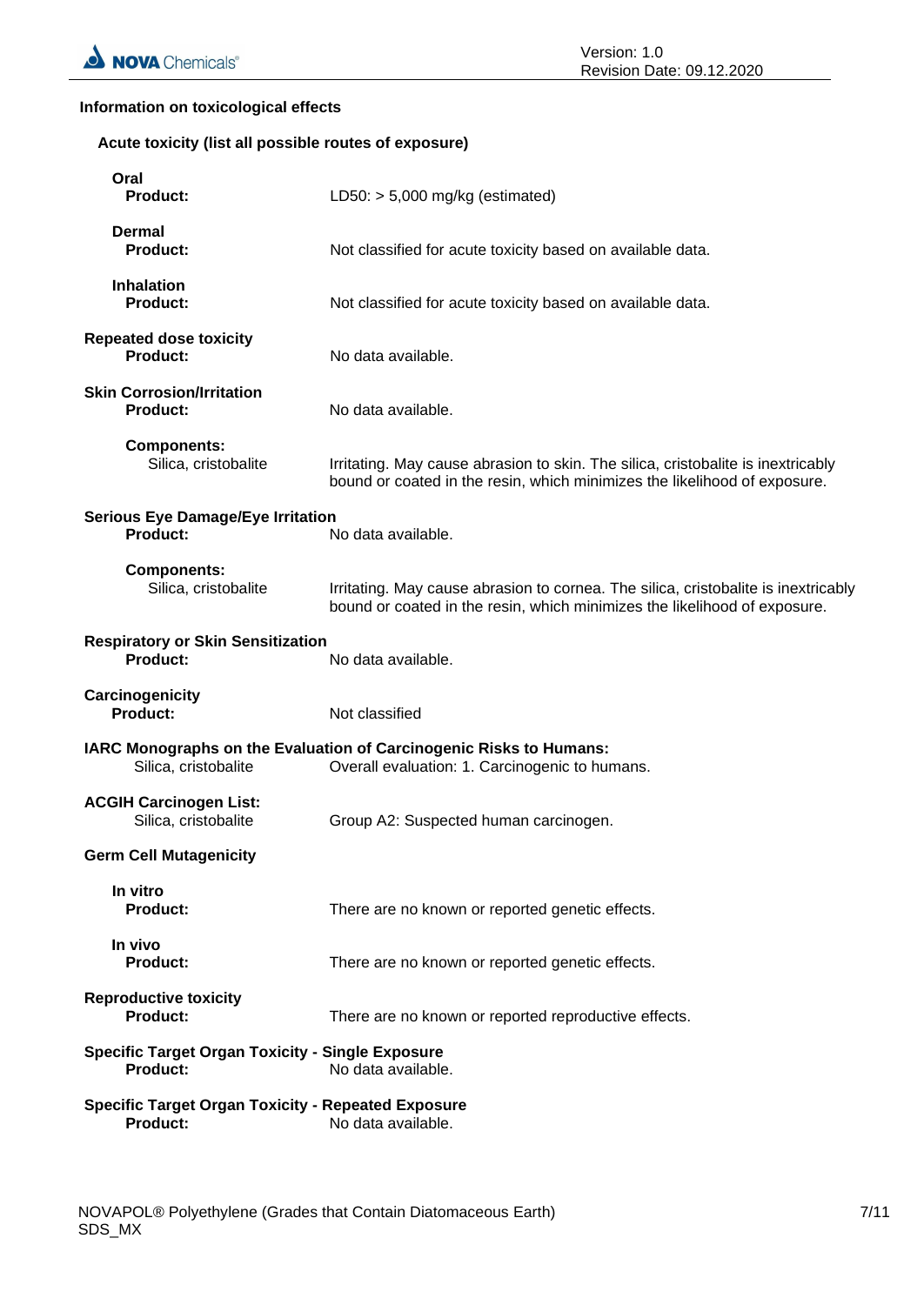### Information on toxicological effects

**Acute toxicity (list all possible routes of exposure)**

**Oral**

**Product:** LD50: > 5,000 mg/kg (estimated)

**Dermal**

**Product:** Not classified for acute toxicity based on available data.

**Inhalation**

**Product:** Not classified for acute toxicity based on available data.

**Repeated dose toxicity**

**Product:** No data available.

**Skin Corrosion/Irritation**

**Product:** No data available.

**Components:**

Silica, cristobalite: Irritating. May cause abrasion to skin. The silica, cristobalite is inextricably bound or coated in the resin, which minimizes the likelihood of exposure.

**Serious Eye Damage/Eye Irritation**

**Product:** No data available.

**Components:**

Silica, cristobalite: Irritating. May cause abrasion to cornea. The silica, cristobalite is inextricably bound or coated in the resin, which minimizes the likelihood of exposure.

**Respiratory or Skin Sensitization**

**Product:** No data available.

**Carcinogenicity**

**Product:** Not classified

**IARC Monographs on the Evaluation of Carcinogenic Risks to Humans:**

Silica, cristobalite: Overall evaluation: 1. Carcinogenic to humans.

**ACGIH Carcinogen List:**

Silica, cristobalite: Group A2: Suspected human carcinogen.

**Germ Cell Mutagenicity**

**In vitro**

**Product:** There are no known or reported genetic effects.

**In vivo**

**Product:** There are no known or reported genetic effects.

**Reproductive toxicity**

**Product:** There are no known or reported reproductive effects.

**Specific Target Organ Toxicity - Single Exposure**

**Product:** No data available.

**Specific Target Organ Toxicity - Repeated Exposure**

**Product:** No data available.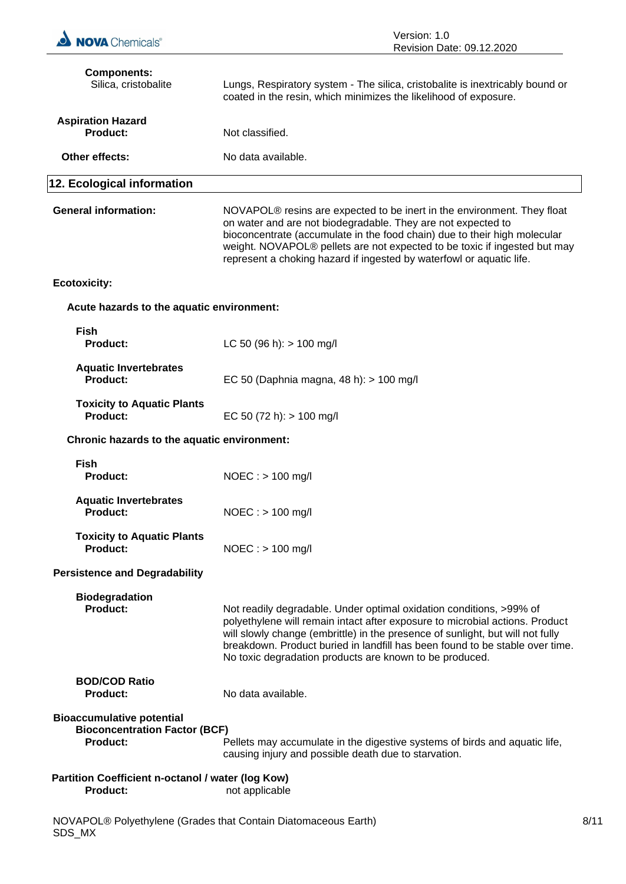**Components:**

Silica, cristobalite — Lungs, Respiratory system - The silica, cristobalite is inextricably bound or coated in the resin, which minimizes the likelihood of exposure.

**Aspiration Hazard**

**Product:** Not classified.

**Other effects:** No data available.

## 12. Ecological information

**General information:** NOVAPOL® resins are expected to be inert in the environment. They float on water and are not biodegradable. They are not expected to bioconcentrate (accumulate in the food chain) due to their high molecular weight. NOVAPOL® pellets are not expected to be toxic if ingested but may represent a choking hazard if ingested by waterfowl or aquatic life.

**Ecotoxicity:**

**Acute hazards to the aquatic environment:**

**Fish**

**Product:** LC 50 (96 h): > 100 mg/l

**Aquatic Invertebrates**

**Product:** EC 50 (Daphnia magna, 48 h): > 100 mg/l

**Toxicity to Aquatic Plants**

**Product:** EC 50 (72 h): > 100 mg/l

**Chronic hazards to the aquatic environment:**

**Fish**

**Product:** NOEC : > 100 mg/l

**Aquatic Invertebrates**

**Product:** NOEC : > 100 mg/l

**Toxicity to Aquatic Plants**

**Product:** NOEC : > 100 mg/l

**Persistence and Degradability**

**Biodegradation**

**Product:** Not readily degradable. Under optimal oxidation conditions, >99% of polyethylene will remain intact after exposure to microbial actions. Product will slowly change (embrittle) in the presence of sunlight, but will not fully breakdown. Product buried in landfill has been found to be stable over time. No toxic degradation products are known to be produced.

**BOD/COD Ratio**

**Product:** No data available.

**Bioaccumulative potential**

**Bioconcentration Factor (BCF)**

**Product:** Pellets may accumulate in the digestive systems of birds and aquatic life, causing injury and possible death due to starvation.

**Partition Coefficient n-octanol / water (log Kow)**

**Product:** not applicable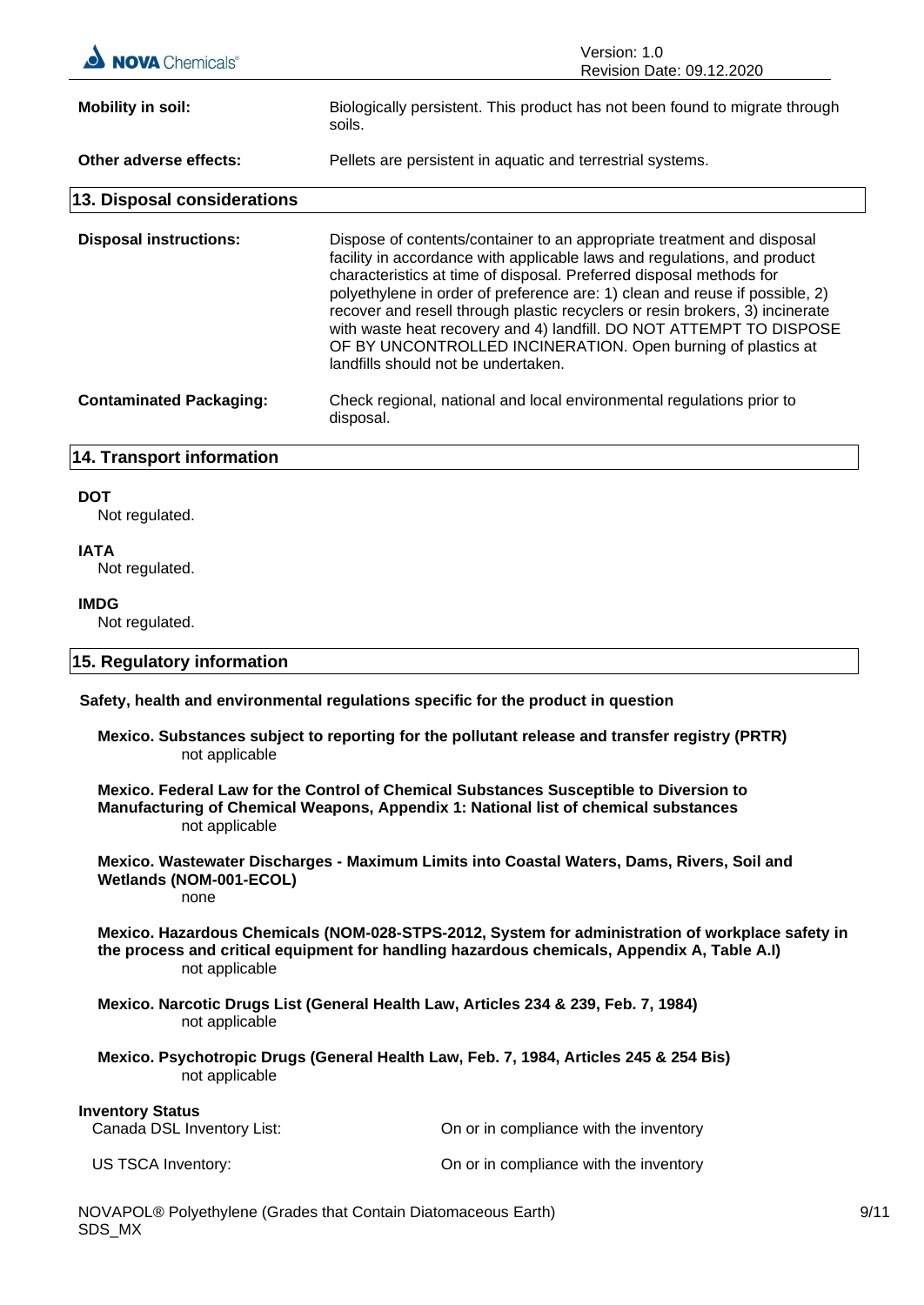**Mobility in soil:** Biologically persistent. This product has not been found to migrate through soils.

**Other adverse effects:** Pellets are persistent in aquatic and terrestrial systems.

## 13. Disposal considerations

**Disposal instructions:** Dispose of contents/container to an appropriate treatment and disposal facility in accordance with applicable laws and regulations, and product characteristics at time of disposal. Preferred disposal methods for polyethylene in order of preference are: 1) clean and reuse if possible, 2) recover and resell through plastic recyclers or resin brokers, 3) incinerate with waste heat recovery and 4) landfill. DO NOT ATTEMPT TO DISPOSE OF BY UNCONTROLLED INCINERATION. Open burning of plastics at landfills should not be undertaken.

**Contaminated Packaging:** Check regional, national and local environmental regulations prior to disposal.

## 14. Transport information

**DOT**
Not regulated.

**IATA**
Not regulated.

**IMDG**
Not regulated.

## 15. Regulatory information

**Safety, health and environmental regulations specific for the product in question**

**Mexico. Substances subject to reporting for the pollutant release and transfer registry (PRTR)**
not applicable

**Mexico. Federal Law for the Control of Chemical Substances Susceptible to Diversion to Manufacturing of Chemical Weapons, Appendix 1: National list of chemical substances**
not applicable

**Mexico. Wastewater Discharges - Maximum Limits into Coastal Waters, Dams, Rivers, Soil and Wetlands (NOM-001-ECOL)**
none

**Mexico. Hazardous Chemicals (NOM-028-STPS-2012, System for administration of workplace safety in the process and critical equipment for handling hazardous chemicals, Appendix A, Table A.I)**
not applicable

**Mexico. Narcotic Drugs List (General Health Law, Articles 234 & 239, Feb. 7, 1984)**
not applicable

**Mexico. Psychotropic Drugs (General Health Law, Feb. 7, 1984, Articles 245 & 254 Bis)**
not applicable

**Inventory Status**

| | |
|---|---|
| Canada DSL Inventory List: | On or in compliance with the inventory |
| US TSCA Inventory: | On or in compliance with the inventory |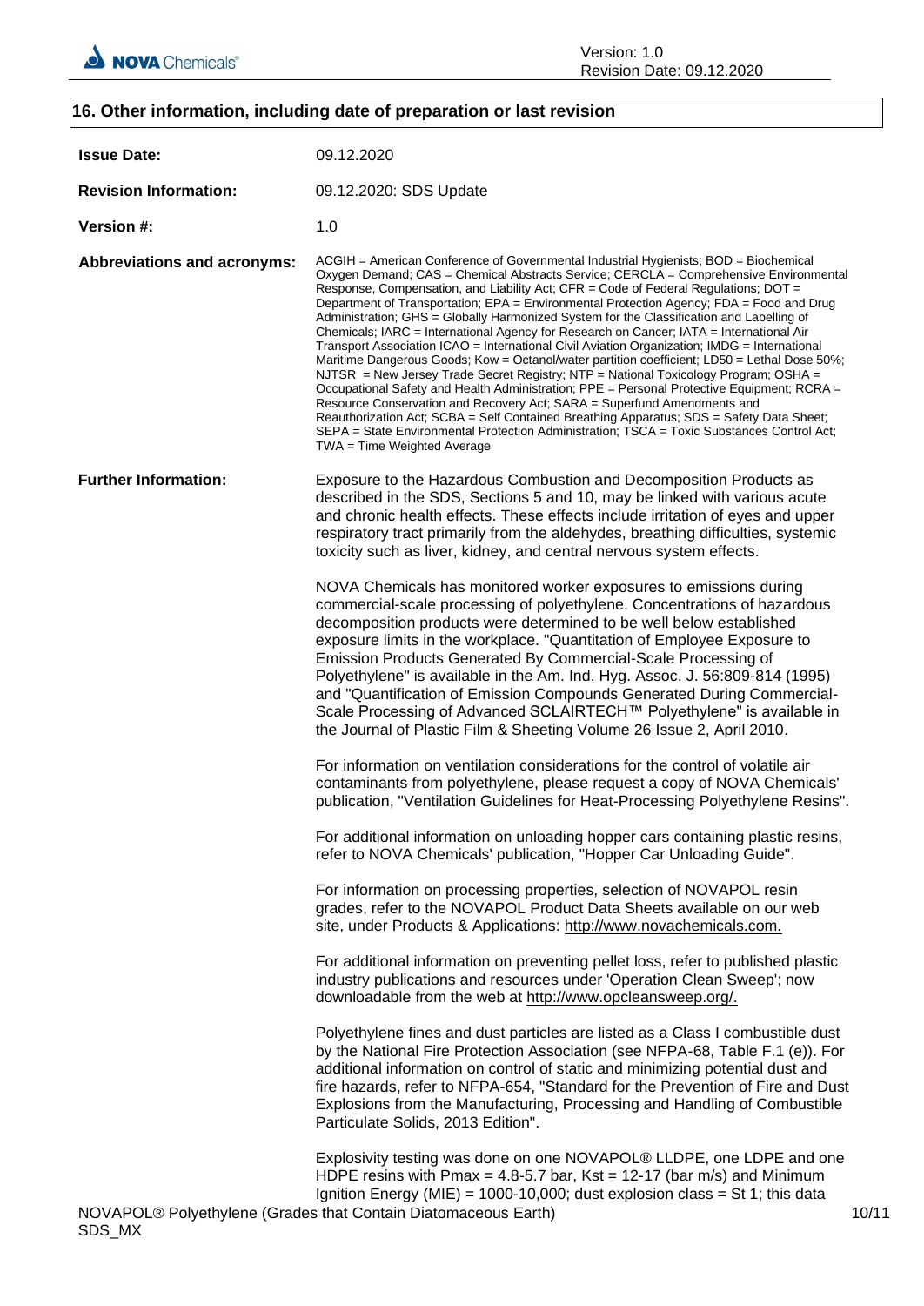## 16. Other information, including date of preparation or last revision

**Issue Date:** 09.12.2020

**Revision Information:** 09.12.2020: SDS Update

**Version #:** 1.0

**Abbreviations and acronyms:** ACGIH = American Conference of Governmental Industrial Hygienists; BOD = Biochemical Oxygen Demand; CAS = Chemical Abstracts Service; CERCLA = Comprehensive Environmental Response, Compensation, and Liability Act; CFR = Code of Federal Regulations; DOT = Department of Transportation; EPA = Environmental Protection Agency; FDA = Food and Drug Administration; GHS = Globally Harmonized System for the Classification and Labelling of Chemicals; IARC = International Agency for Research on Cancer; IATA = International Air Transport Association ICAO = International Civil Aviation Organization; IMDG = International Maritime Dangerous Goods; Kow = Octanol/water partition coefficient; LD50 = Lethal Dose 50%; NJTSR = New Jersey Trade Secret Registry; NTP = National Toxicology Program; OSHA = Occupational Safety and Health Administration; PPE = Personal Protective Equipment; RCRA = Resource Conservation and Recovery Act; SARA = Superfund Amendments and Reauthorization Act; SCBA = Self Contained Breathing Apparatus; SDS = Safety Data Sheet; SEPA = State Environmental Protection Administration; TSCA = Toxic Substances Control Act; TWA = Time Weighted Average

**Further Information:** Exposure to the Hazardous Combustion and Decomposition Products as described in the SDS, Sections 5 and 10, may be linked with various acute and chronic health effects. These effects include irritation of eyes and upper respiratory tract primarily from the aldehydes, breathing difficulties, systemic toxicity such as liver, kidney, and central nervous system effects.

NOVA Chemicals has monitored worker exposures to emissions during commercial-scale processing of polyethylene. Concentrations of hazardous decomposition products were determined to be well below established exposure limits in the workplace. "Quantitation of Employee Exposure to Emission Products Generated By Commercial-Scale Processing of Polyethylene" is available in the Am. Ind. Hyg. Assoc. J. 56:809-814 (1995) and "Quantification of Emission Compounds Generated During Commercial-Scale Processing of Advanced SCLAIRTECH™ Polyethylene" is available in the Journal of Plastic Film & Sheeting Volume 26 Issue 2, April 2010.

For information on ventilation considerations for the control of volatile air contaminants from polyethylene, please request a copy of NOVA Chemicals' publication, "Ventilation Guidelines for Heat-Processing Polyethylene Resins".

For additional information on unloading hopper cars containing plastic resins, refer to NOVA Chemicals' publication, "Hopper Car Unloading Guide".

For information on processing properties, selection of NOVAPOL resin grades, refer to the NOVAPOL Product Data Sheets available on our web site, under Products & Applications: http://www.novachemicals.com.

For additional information on preventing pellet loss, refer to published plastic industry publications and resources under 'Operation Clean Sweep'; now downloadable from the web at http://www.opcleansweep.org/.

Polyethylene fines and dust particles are listed as a Class I combustible dust by the National Fire Protection Association (see NFPA-68, Table F.1 (e)). For additional information on control of static and minimizing potential dust and fire hazards, refer to NFPA-654, "Standard for the Prevention of Fire and Dust Explosions from the Manufacturing, Processing and Handling of Combustible Particulate Solids, 2013 Edition".

Explosivity testing was done on one NOVAPOL® LLDPE, one LDPE and one HDPE resins with Pmax = 4.8-5.7 bar, Kst = 12-17 (bar m/s) and Minimum Ignition Energy (MIE) = 1000-10,000; dust explosion class = St 1; this data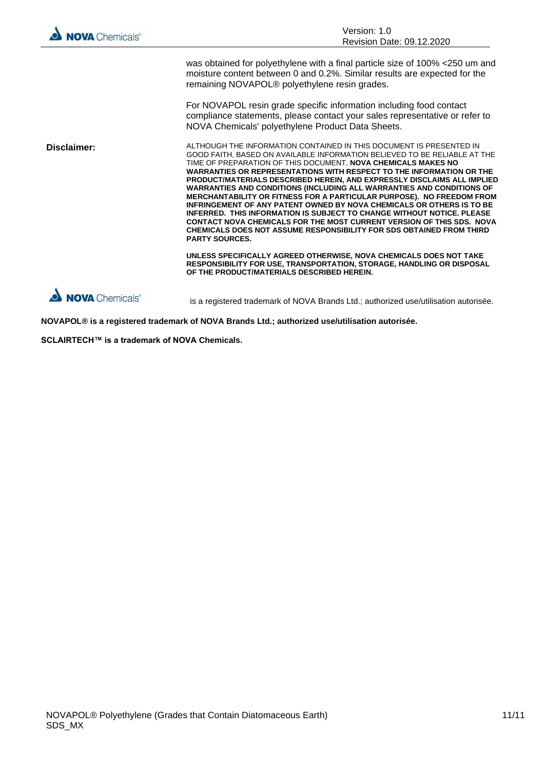was obtained for polyethylene with a final particle size of 100% <250 um and moisture content between 0 and 0.2%. Similar results are expected for the remaining NOVAPOL® polyethylene resin grades.

For NOVAPOL resin grade specific information including food contact compliance statements, please contact your sales representative or refer to NOVA Chemicals' polyethylene Product Data Sheets.

**Disclaimer:**

ALTHOUGH THE INFORMATION CONTAINED IN THIS DOCUMENT IS PRESENTED IN GOOD FAITH, BASED ON AVAILABLE INFORMATION BELIEVED TO BE RELIABLE AT THE TIME OF PREPARATION OF THIS DOCUMENT, **NOVA CHEMICALS MAKES NO WARRANTIES OR REPRESENTATIONS WITH RESPECT TO THE INFORMATION OR THE PRODUCT/MATERIALS DESCRIBED HEREIN, AND EXPRESSLY DISCLAIMS ALL IMPLIED WARRANTIES AND CONDITIONS (INCLUDING ALL WARRANTIES AND CONDITIONS OF MERCHANTABILITY OR FITNESS FOR A PARTICULAR PURPOSE). NO FREEDOM FROM INFRINGEMENT OF ANY PATENT OWNED BY NOVA CHEMICALS OR OTHERS IS TO BE INFERRED. THIS INFORMATION IS SUBJECT TO CHANGE WITHOUT NOTICE. PLEASE CONTACT NOVA CHEMICALS FOR THE MOST CURRENT VERSION OF THIS SDS. NOVA CHEMICALS DOES NOT ASSUME RESPONSIBILITY FOR SDS OBTAINED FROM THIRD PARTY SOURCES.**

**UNLESS SPECIFICALLY AGREED OTHERWISE, NOVA CHEMICALS DOES NOT TAKE RESPONSIBILITY FOR USE, TRANSPORTATION, STORAGE, HANDLING OR DISPOSAL OF THE PRODUCT/MATERIALS DESCRIBED HEREIN.**

NOVA Chemicals® is a registered trademark of NOVA Brands Ltd.; authorized use/utilisation autorisée.

**NOVAPOL® is a registered trademark of NOVA Brands Ltd.; authorized use/utilisation autorisée.**

**SCLAIRTECH™ is a trademark of NOVA Chemicals.**